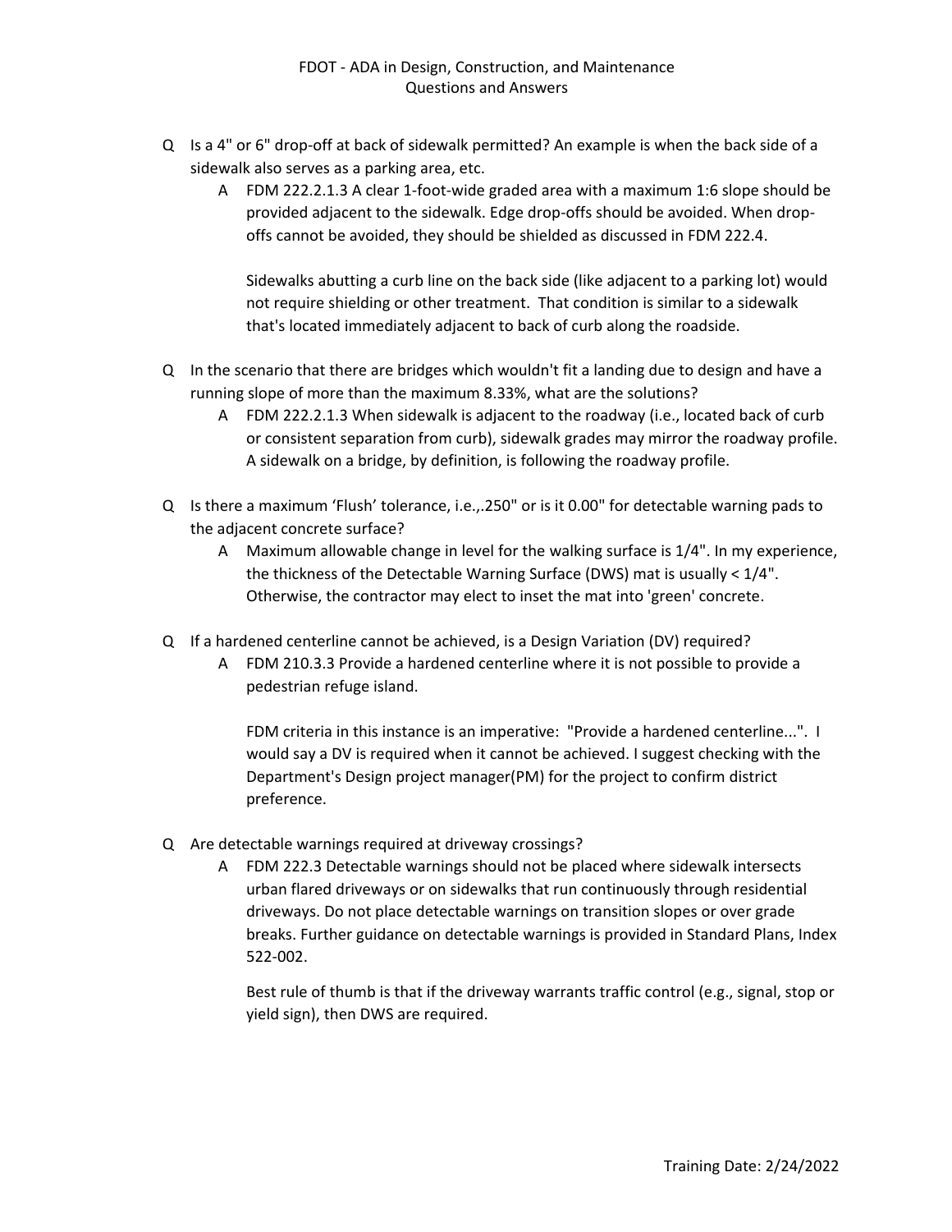# FDOT - ADA in Design, Construction, and Maintenance
## Questions and Answers

- Q Is a 4" or 6" drop-off at back of sidewalk permitted? An example is when the back side of a sidewalk also serves as a parking area, etc.
  - A FDM 222.2.1.3 A clear 1-foot-wide graded area with a maximum 1:6 slope should be provided adjacent to the sidewalk. Edge drop-offs should be avoided. When drop-offs cannot be avoided, they should be shielded as discussed in FDM 222.4.

    Sidewalks abutting a curb line on the back side (like adjacent to a parking lot) would not require shielding or other treatment. That condition is similar to a sidewalk that's located immediately adjacent to back of curb along the roadside.

- Q In the scenario that there are bridges which wouldn't fit a landing due to design and have a running slope of more than the maximum 8.33%, what are the solutions?
  - A FDM 222.2.1.3 When sidewalk is adjacent to the roadway (i.e., located back of curb or consistent separation from curb), sidewalk grades may mirror the roadway profile. A sidewalk on a bridge, by definition, is following the roadway profile.

- Q Is there a maximum 'Flush' tolerance, i.e.,.250" or is it 0.00" for detectable warning pads to the adjacent concrete surface?
  - A Maximum allowable change in level for the walking surface is 1/4". In my experience, the thickness of the Detectable Warning Surface (DWS) mat is usually < 1/4". Otherwise, the contractor may elect to inset the mat into 'green' concrete.

- Q If a hardened centerline cannot be achieved, is a Design Variation (DV) required?
  - A FDM 210.3.3 Provide a hardened centerline where it is not possible to provide a pedestrian refuge island.

    FDM criteria in this instance is an imperative: "Provide a hardened centerline...". I would say a DV is required when it cannot be achieved. I suggest checking with the Department's Design project manager(PM) for the project to confirm district preference.

- Q Are detectable warnings required at driveway crossings?
  - A FDM 222.3 Detectable warnings should not be placed where sidewalk intersects urban flared driveways or on sidewalks that run continuously through residential driveways. Do not place detectable warnings on transition slopes or over grade breaks. Further guidance on detectable warnings is provided in Standard Plans, Index 522-002.

    Best rule of thumb is that if the driveway warrants traffic control (e.g., signal, stop or yield sign), then DWS are required.

Training Date: 2/24/2022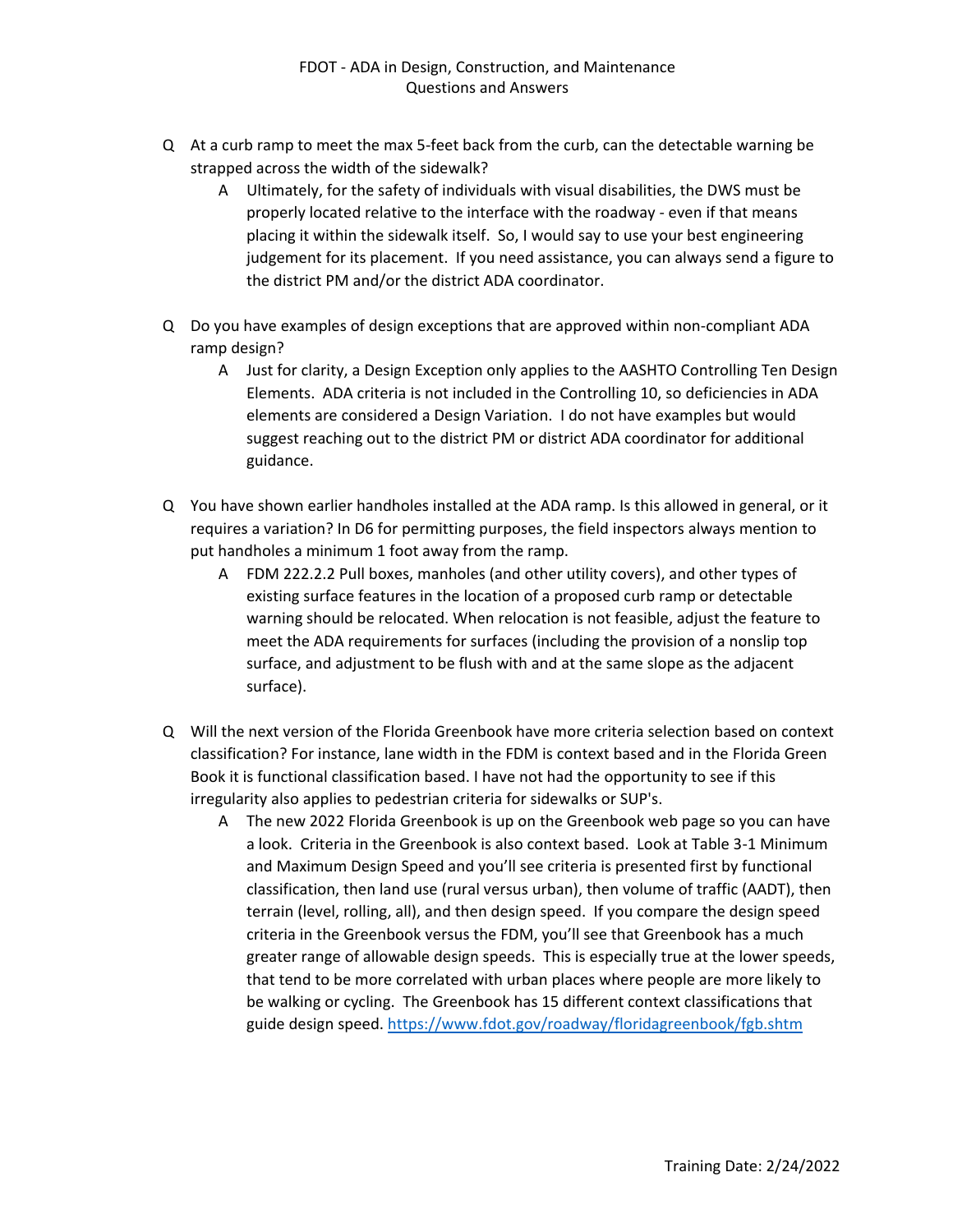FDOT - ADA in Design, Construction, and Maintenance
Questions and Answers

- Q At a curb ramp to meet the max 5-feet back from the curb, can the detectable warning be strapped across the width of the sidewalk?
  - A Ultimately, for the safety of individuals with visual disabilities, the DWS must be properly located relative to the interface with the roadway - even if that means placing it within the sidewalk itself. So, I would say to use your best engineering judgement for its placement. If you need assistance, you can always send a figure to the district PM and/or the district ADA coordinator.

- Q Do you have examples of design exceptions that are approved within non-compliant ADA ramp design?
  - A Just for clarity, a Design Exception only applies to the AASHTO Controlling Ten Design Elements. ADA criteria is not included in the Controlling 10, so deficiencies in ADA elements are considered a Design Variation. I do not have examples but would suggest reaching out to the district PM or district ADA coordinator for additional guidance.

- Q You have shown earlier handholes installed at the ADA ramp. Is this allowed in general, or it requires a variation? In D6 for permitting purposes, the field inspectors always mention to put handholes a minimum 1 foot away from the ramp.
  - A FDM 222.2.2 Pull boxes, manholes (and other utility covers), and other types of existing surface features in the location of a proposed curb ramp or detectable warning should be relocated. When relocation is not feasible, adjust the feature to meet the ADA requirements for surfaces (including the provision of a nonslip top surface, and adjustment to be flush with and at the same slope as the adjacent surface).

- Q Will the next version of the Florida Greenbook have more criteria selection based on context classification? For instance, lane width in the FDM is context based and in the Florida Green Book it is functional classification based. I have not had the opportunity to see if this irregularity also applies to pedestrian criteria for sidewalks or SUP's.
  - A The new 2022 Florida Greenbook is up on the Greenbook web page so you can have a look. Criteria in the Greenbook is also context based. Look at Table 3-1 Minimum and Maximum Design Speed and you'll see criteria is presented first by functional classification, then land use (rural versus urban), then volume of traffic (AADT), then terrain (level, rolling, all), and then design speed. If you compare the design speed criteria in the Greenbook versus the FDM, you'll see that Greenbook has a much greater range of allowable design speeds. This is especially true at the lower speeds, that tend to be more correlated with urban places where people are more likely to be walking or cycling. The Greenbook has 15 different context classifications that guide design speed. https://www.fdot.gov/roadway/floridagreenbook/fgb.shtm

Training Date: 2/24/2022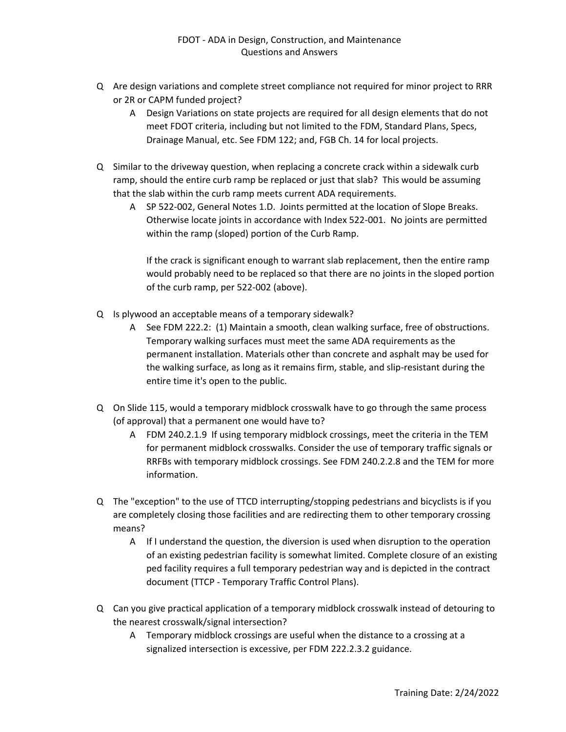- Q Are design variations and complete street compliance not required for minor project to RRR or 2R or CAPM funded project?
  - A Design Variations on state projects are required for all design elements that do not meet FDOT criteria, including but not limited to the FDM, Standard Plans, Specs, Drainage Manual, etc. See FDM 122; and, FGB Ch. 14 for local projects.

- Q Similar to the driveway question, when replacing a concrete crack within a sidewalk curb ramp, should the entire curb ramp be replaced or just that slab? This would be assuming that the slab within the curb ramp meets current ADA requirements.
  - A SP 522-002, General Notes 1.D. Joints permitted at the location of Slope Breaks. Otherwise locate joints in accordance with Index 522-001. No joints are permitted within the ramp (sloped) portion of the Curb Ramp.

    If the crack is significant enough to warrant slab replacement, then the entire ramp would probably need to be replaced so that there are no joints in the sloped portion of the curb ramp, per 522-002 (above).

- Q Is plywood an acceptable means of a temporary sidewalk?
  - A See FDM 222.2: (1) Maintain a smooth, clean walking surface, free of obstructions. Temporary walking surfaces must meet the same ADA requirements as the permanent installation. Materials other than concrete and asphalt may be used for the walking surface, as long as it remains firm, stable, and slip-resistant during the entire time it's open to the public.

- Q On Slide 115, would a temporary midblock crosswalk have to go through the same process (of approval) that a permanent one would have to?
  - A FDM 240.2.1.9 If using temporary midblock crossings, meet the criteria in the TEM for permanent midblock crosswalks. Consider the use of temporary traffic signals or RRFBs with temporary midblock crossings. See FDM 240.2.2.8 and the TEM for more information.

- Q The "exception" to the use of TTCD interrupting/stopping pedestrians and bicyclists is if you are completely closing those facilities and are redirecting them to other temporary crossing means?
  - A If I understand the question, the diversion is used when disruption to the operation of an existing pedestrian facility is somewhat limited. Complete closure of an existing ped facility requires a full temporary pedestrian way and is depicted in the contract document (TTCP - Temporary Traffic Control Plans).

- Q Can you give practical application of a temporary midblock crosswalk instead of detouring to the nearest crosswalk/signal intersection?
  - A Temporary midblock crossings are useful when the distance to a crossing at a signalized intersection is excessive, per FDM 222.2.3.2 guidance.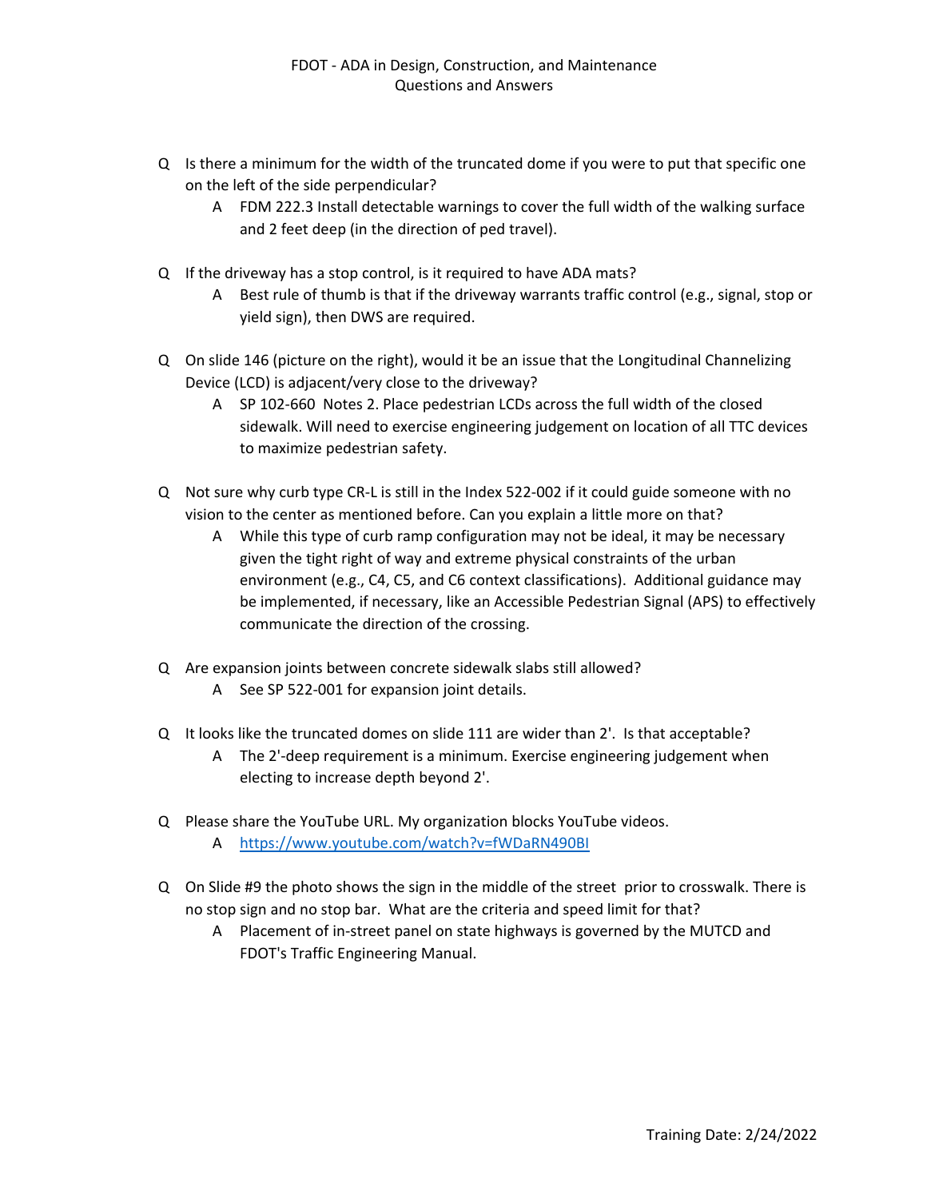- Q Is there a minimum for the width of the truncated dome if you were to put that specific one on the left of the side perpendicular?
  - A FDM 222.3 Install detectable warnings to cover the full width of the walking surface and 2 feet deep (in the direction of ped travel).

- Q If the driveway has a stop control, is it required to have ADA mats?
  - A Best rule of thumb is that if the driveway warrants traffic control (e.g., signal, stop or yield sign), then DWS are required.

- Q On slide 146 (picture on the right), would it be an issue that the Longitudinal Channelizing Device (LCD) is adjacent/very close to the driveway?
  - A SP 102-660 Notes 2. Place pedestrian LCDs across the full width of the closed sidewalk. Will need to exercise engineering judgement on location of all TTC devices to maximize pedestrian safety.

- Q Not sure why curb type CR-L is still in the Index 522-002 if it could guide someone with no vision to the center as mentioned before. Can you explain a little more on that?
  - A While this type of curb ramp configuration may not be ideal, it may be necessary given the tight right of way and extreme physical constraints of the urban environment (e.g., C4, C5, and C6 context classifications). Additional guidance may be implemented, if necessary, like an Accessible Pedestrian Signal (APS) to effectively communicate the direction of the crossing.

- Q Are expansion joints between concrete sidewalk slabs still allowed?
  - A See SP 522-001 for expansion joint details.

- Q It looks like the truncated domes on slide 111 are wider than 2'. Is that acceptable?
  - A The 2'-deep requirement is a minimum. Exercise engineering judgement when electing to increase depth beyond 2'.

- Q Please share the YouTube URL. My organization blocks YouTube videos.
  - A https://www.youtube.com/watch?v=fWDaRN490BI

- Q On Slide #9 the photo shows the sign in the middle of the street prior to crosswalk. There is no stop sign and no stop bar. What are the criteria and speed limit for that?
  - A Placement of in-street panel on state highways is governed by the MUTCD and FDOT's Traffic Engineering Manual.

Training Date: 2/24/2022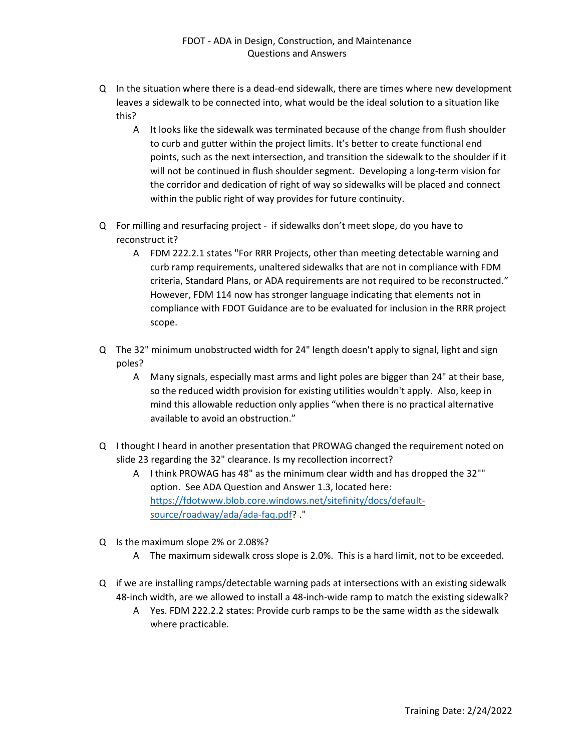- Q In the situation where there is a dead-end sidewalk, there are times where new development leaves a sidewalk to be connected into, what would be the ideal solution to a situation like this?
  - A It looks like the sidewalk was terminated because of the change from flush shoulder to curb and gutter within the project limits. It's better to create functional end points, such as the next intersection, and transition the sidewalk to the shoulder if it will not be continued in flush shoulder segment. Developing a long-term vision for the corridor and dedication of right of way so sidewalks will be placed and connect within the public right of way provides for future continuity.

- Q For milling and resurfacing project - if sidewalks don't meet slope, do you have to reconstruct it?
  - A FDM 222.2.1 states "For RRR Projects, other than meeting detectable warning and curb ramp requirements, unaltered sidewalks that are not in compliance with FDM criteria, Standard Plans, or ADA requirements are not required to be reconstructed." However, FDM 114 now has stronger language indicating that elements not in compliance with FDOT Guidance are to be evaluated for inclusion in the RRR project scope.

- Q The 32" minimum unobstructed width for 24" length doesn't apply to signal, light and sign poles?
  - A Many signals, especially mast arms and light poles are bigger than 24" at their base, so the reduced width provision for existing utilities wouldn't apply. Also, keep in mind this allowable reduction only applies "when there is no practical alternative available to avoid an obstruction."

- Q I thought I heard in another presentation that PROWAG changed the requirement noted on slide 23 regarding the 32" clearance. Is my recollection incorrect?
  - A I think PROWAG has 48" as the minimum clear width and has dropped the 32"" option. See ADA Question and Answer 1.3, located here: https://fdotwww.blob.core.windows.net/sitefinity/docs/default-source/roadway/ada/ada-faq.pdf? ."

- Q Is the maximum slope 2% or 2.08%?
  - A The maximum sidewalk cross slope is 2.0%. This is a hard limit, not to be exceeded.

- Q if we are installing ramps/detectable warning pads at intersections with an existing sidewalk 48-inch width, are we allowed to install a 48-inch-wide ramp to match the existing sidewalk?
  - A Yes. FDM 222.2.2 states: Provide curb ramps to be the same width as the sidewalk where practicable.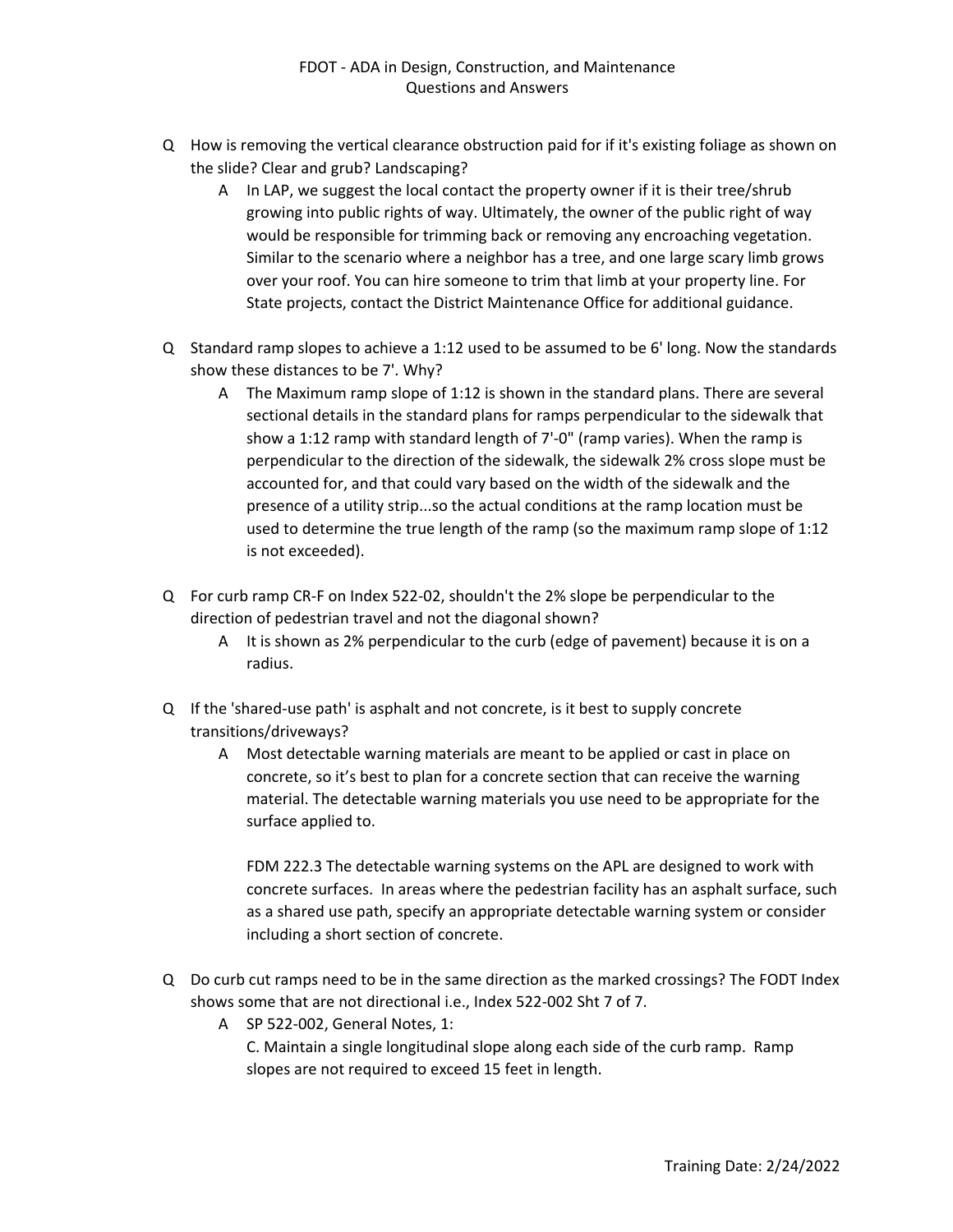- Q How is removing the vertical clearance obstruction paid for if it's existing foliage as shown on the slide? Clear and grub? Landscaping?
  - A In LAP, we suggest the local contact the property owner if it is their tree/shrub growing into public rights of way. Ultimately, the owner of the public right of way would be responsible for trimming back or removing any encroaching vegetation. Similar to the scenario where a neighbor has a tree, and one large scary limb grows over your roof. You can hire someone to trim that limb at your property line. For State projects, contact the District Maintenance Office for additional guidance.

- Q Standard ramp slopes to achieve a 1:12 used to be assumed to be 6' long. Now the standards show these distances to be 7'. Why?
  - A The Maximum ramp slope of 1:12 is shown in the standard plans. There are several sectional details in the standard plans for ramps perpendicular to the sidewalk that show a 1:12 ramp with standard length of 7'-0" (ramp varies). When the ramp is perpendicular to the direction of the sidewalk, the sidewalk 2% cross slope must be accounted for, and that could vary based on the width of the sidewalk and the presence of a utility strip...so the actual conditions at the ramp location must be used to determine the true length of the ramp (so the maximum ramp slope of 1:12 is not exceeded).

- Q For curb ramp CR-F on Index 522-02, shouldn't the 2% slope be perpendicular to the direction of pedestrian travel and not the diagonal shown?
  - A It is shown as 2% perpendicular to the curb (edge of pavement) because it is on a radius.

- Q If the 'shared-use path' is asphalt and not concrete, is it best to supply concrete transitions/driveways?
  - A Most detectable warning materials are meant to be applied or cast in place on concrete, so it's best to plan for a concrete section that can receive the warning material. The detectable warning materials you use need to be appropriate for the surface applied to.

    FDM 222.3 The detectable warning systems on the APL are designed to work with concrete surfaces. In areas where the pedestrian facility has an asphalt surface, such as a shared use path, specify an appropriate detectable warning system or consider including a short section of concrete.

- Q Do curb cut ramps need to be in the same direction as the marked crossings? The FODT Index shows some that are not directional i.e., Index 522-002 Sht 7 of 7.
  - A SP 522-002, General Notes, 1:

    C. Maintain a single longitudinal slope along each side of the curb ramp. Ramp slopes are not required to exceed 15 feet in length.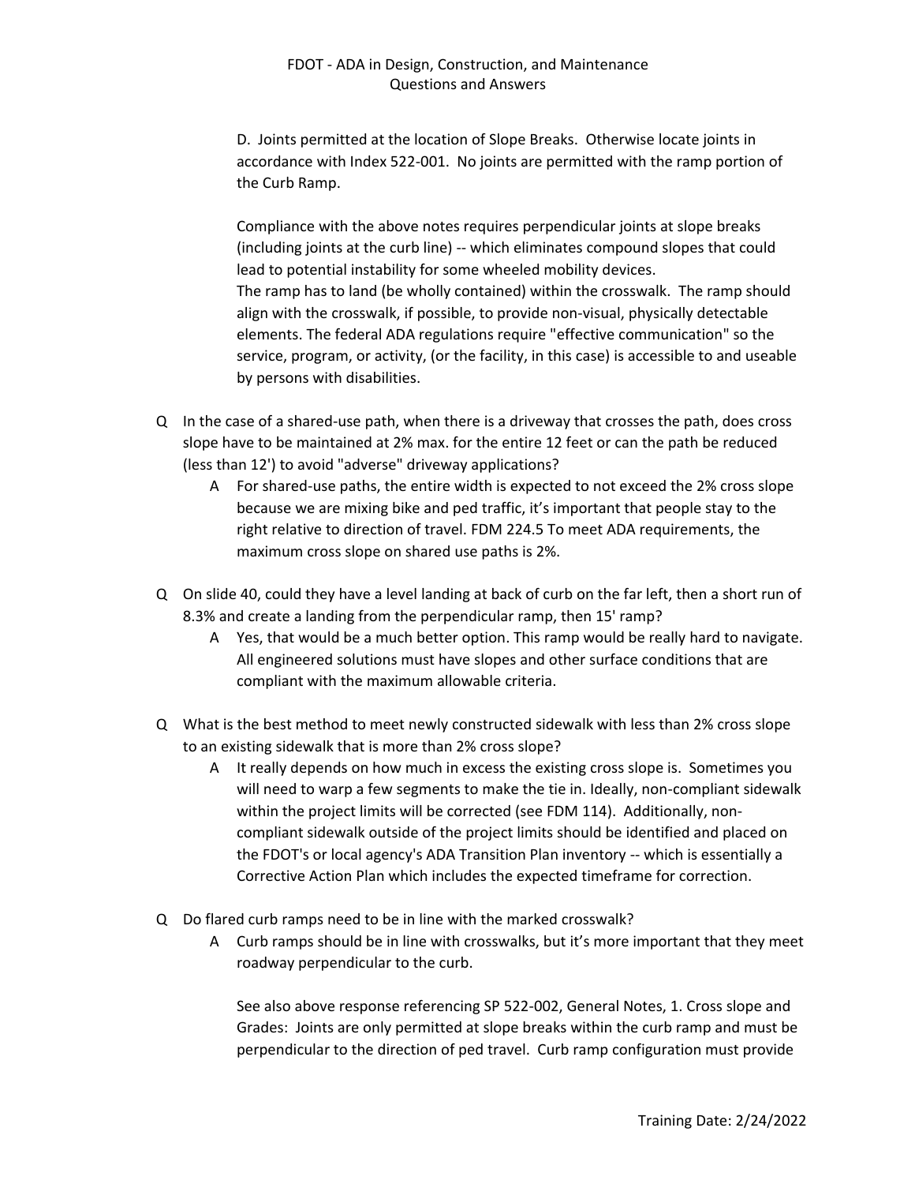D. Joints permitted at the location of Slope Breaks. Otherwise locate joints in accordance with Index 522-001. No joints are permitted with the ramp portion of the Curb Ramp.

Compliance with the above notes requires perpendicular joints at slope breaks (including joints at the curb line) -- which eliminates compound slopes that could lead to potential instability for some wheeled mobility devices.
The ramp has to land (be wholly contained) within the crosswalk. The ramp should align with the crosswalk, if possible, to provide non-visual, physically detectable elements. The federal ADA regulations require "effective communication" so the service, program, or activity, (or the facility, in this case) is accessible to and useable by persons with disabilities.

- Q In the case of a shared-use path, when there is a driveway that crosses the path, does cross slope have to be maintained at 2% max. for the entire 12 feet or can the path be reduced (less than 12') to avoid "adverse" driveway applications?
  - A For shared-use paths, the entire width is expected to not exceed the 2% cross slope because we are mixing bike and ped traffic, it's important that people stay to the right relative to direction of travel. FDM 224.5 To meet ADA requirements, the maximum cross slope on shared use paths is 2%.

- Q On slide 40, could they have a level landing at back of curb on the far left, then a short run of 8.3% and create a landing from the perpendicular ramp, then 15' ramp?
  - A Yes, that would be a much better option. This ramp would be really hard to navigate. All engineered solutions must have slopes and other surface conditions that are compliant with the maximum allowable criteria.

- Q What is the best method to meet newly constructed sidewalk with less than 2% cross slope to an existing sidewalk that is more than 2% cross slope?
  - A It really depends on how much in excess the existing cross slope is. Sometimes you will need to warp a few segments to make the tie in. Ideally, non-compliant sidewalk within the project limits will be corrected (see FDM 114). Additionally, non-compliant sidewalk outside of the project limits should be identified and placed on the FDOT's or local agency's ADA Transition Plan inventory -- which is essentially a Corrective Action Plan which includes the expected timeframe for correction.

- Q Do flared curb ramps need to be in line with the marked crosswalk?
  - A Curb ramps should be in line with crosswalks, but it's more important that they meet roadway perpendicular to the curb.

    See also above response referencing SP 522-002, General Notes, 1. Cross slope and Grades: Joints are only permitted at slope breaks within the curb ramp and must be perpendicular to the direction of ped travel. Curb ramp configuration must provide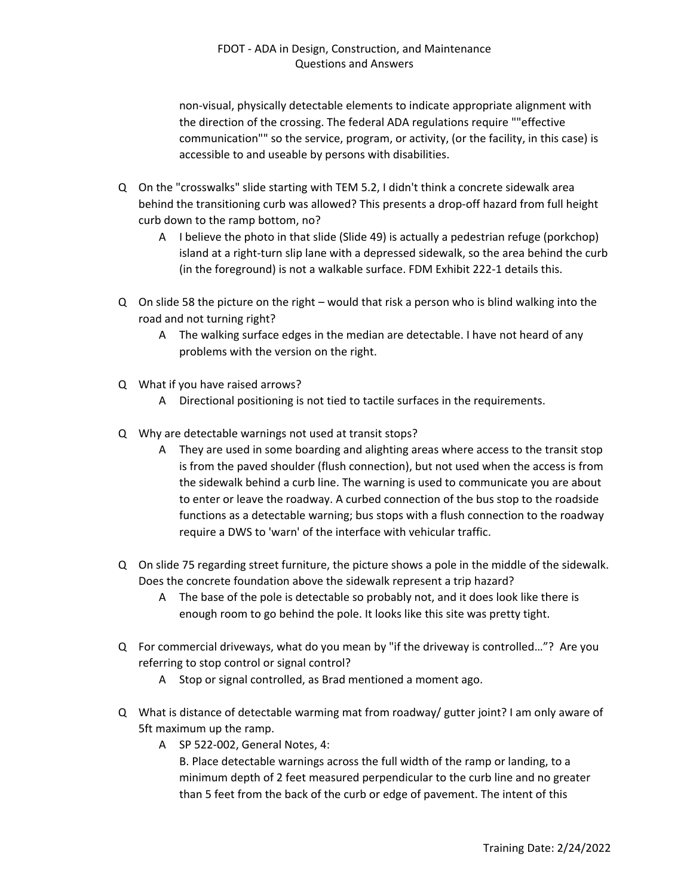non-visual, physically detectable elements to indicate appropriate alignment with the direction of the crossing. The federal ADA regulations require ""effective communication"" so the service, program, or activity, (or the facility, in this case) is accessible to and useable by persons with disabilities.

- Q On the "crosswalks" slide starting with TEM 5.2, I didn't think a concrete sidewalk area behind the transitioning curb was allowed? This presents a drop-off hazard from full height curb down to the ramp bottom, no?
  - A I believe the photo in that slide (Slide 49) is actually a pedestrian refuge (porkchop) island at a right-turn slip lane with a depressed sidewalk, so the area behind the curb (in the foreground) is not a walkable surface. FDM Exhibit 222-1 details this.

- Q On slide 58 the picture on the right – would that risk a person who is blind walking into the road and not turning right?
  - A The walking surface edges in the median are detectable. I have not heard of any problems with the version on the right.

- Q What if you have raised arrows?
  - A Directional positioning is not tied to tactile surfaces in the requirements.

- Q Why are detectable warnings not used at transit stops?
  - A They are used in some boarding and alighting areas where access to the transit stop is from the paved shoulder (flush connection), but not used when the access is from the sidewalk behind a curb line. The warning is used to communicate you are about to enter or leave the roadway. A curbed connection of the bus stop to the roadside functions as a detectable warning; bus stops with a flush connection to the roadway require a DWS to 'warn' of the interface with vehicular traffic.

- Q On slide 75 regarding street furniture, the picture shows a pole in the middle of the sidewalk. Does the concrete foundation above the sidewalk represent a trip hazard?
  - A The base of the pole is detectable so probably not, and it does look like there is enough room to go behind the pole. It looks like this site was pretty tight.

- Q For commercial driveways, what do you mean by "if the driveway is controlled…"? Are you referring to stop control or signal control?
  - A Stop or signal controlled, as Brad mentioned a moment ago.

- Q What is distance of detectable warming mat from roadway/ gutter joint? I am only aware of 5ft maximum up the ramp.
  - A SP 522-002, General Notes, 4:
    B. Place detectable warnings across the full width of the ramp or landing, to a minimum depth of 2 feet measured perpendicular to the curb line and no greater than 5 feet from the back of the curb or edge of pavement. The intent of this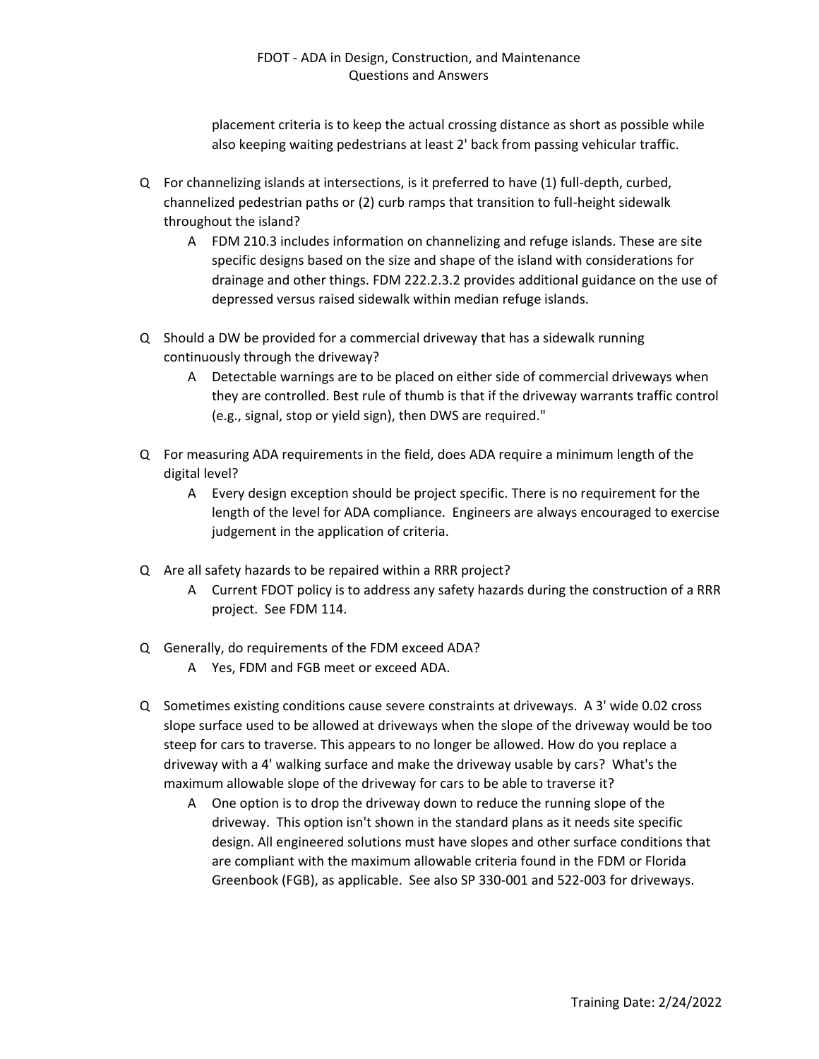placement criteria is to keep the actual crossing distance as short as possible while also keeping waiting pedestrians at least 2' back from passing vehicular traffic.

- Q For channelizing islands at intersections, is it preferred to have (1) full-depth, curbed, channelized pedestrian paths or (2) curb ramps that transition to full-height sidewalk throughout the island?
  - A FDM 210.3 includes information on channelizing and refuge islands. These are site specific designs based on the size and shape of the island with considerations for drainage and other things. FDM 222.2.3.2 provides additional guidance on the use of depressed versus raised sidewalk within median refuge islands.

- Q Should a DW be provided for a commercial driveway that has a sidewalk running continuously through the driveway?
  - A Detectable warnings are to be placed on either side of commercial driveways when they are controlled. Best rule of thumb is that if the driveway warrants traffic control (e.g., signal, stop or yield sign), then DWS are required."

- Q For measuring ADA requirements in the field, does ADA require a minimum length of the digital level?
  - A Every design exception should be project specific. There is no requirement for the length of the level for ADA compliance. Engineers are always encouraged to exercise judgement in the application of criteria.

- Q Are all safety hazards to be repaired within a RRR project?
  - A Current FDOT policy is to address any safety hazards during the construction of a RRR project. See FDM 114.

- Q Generally, do requirements of the FDM exceed ADA?
  - A Yes, FDM and FGB meet or exceed ADA.

- Q Sometimes existing conditions cause severe constraints at driveways. A 3' wide 0.02 cross slope surface used to be allowed at driveways when the slope of the driveway would be too steep for cars to traverse. This appears to no longer be allowed. How do you replace a driveway with a 4' walking surface and make the driveway usable by cars? What's the maximum allowable slope of the driveway for cars to be able to traverse it?
  - A One option is to drop the driveway down to reduce the running slope of the driveway. This option isn't shown in the standard plans as it needs site specific design. All engineered solutions must have slopes and other surface conditions that are compliant with the maximum allowable criteria found in the FDM or Florida Greenbook (FGB), as applicable. See also SP 330-001 and 522-003 for driveways.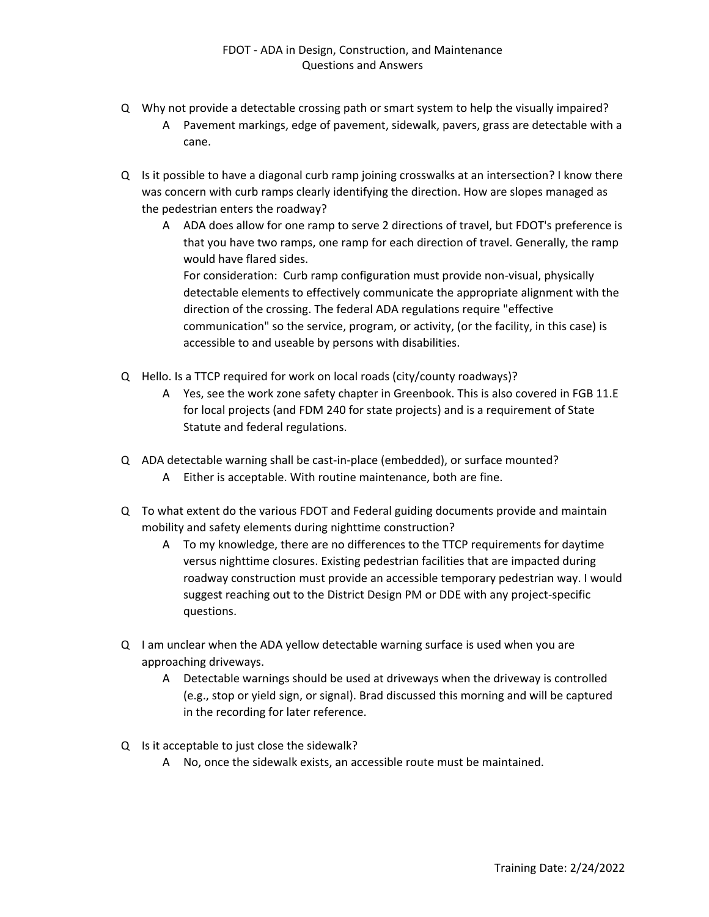Q Why not provide a detectable crossing path or smart system to help the visually impaired?

A Pavement markings, edge of pavement, sidewalk, pavers, grass are detectable with a cane.

Q Is it possible to have a diagonal curb ramp joining crosswalks at an intersection? I know there was concern with curb ramps clearly identifying the direction. How are slopes managed as the pedestrian enters the roadway?

A ADA does allow for one ramp to serve 2 directions of travel, but FDOT's preference is that you have two ramps, one ramp for each direction of travel. Generally, the ramp would have flared sides.
For consideration: Curb ramp configuration must provide non-visual, physically detectable elements to effectively communicate the appropriate alignment with the direction of the crossing. The federal ADA regulations require "effective communication" so the service, program, or activity, (or the facility, in this case) is accessible to and useable by persons with disabilities.

Q Hello. Is a TTCP required for work on local roads (city/county roadways)?

A Yes, see the work zone safety chapter in Greenbook. This is also covered in FGB 11.E for local projects (and FDM 240 for state projects) and is a requirement of State Statute and federal regulations.

Q ADA detectable warning shall be cast-in-place (embedded), or surface mounted?

A Either is acceptable. With routine maintenance, both are fine.

Q To what extent do the various FDOT and Federal guiding documents provide and maintain mobility and safety elements during nighttime construction?

A To my knowledge, there are no differences to the TTCP requirements for daytime versus nighttime closures. Existing pedestrian facilities that are impacted during roadway construction must provide an accessible temporary pedestrian way. I would suggest reaching out to the District Design PM or DDE with any project-specific questions.

Q I am unclear when the ADA yellow detectable warning surface is used when you are approaching driveways.

A Detectable warnings should be used at driveways when the driveway is controlled (e.g., stop or yield sign, or signal). Brad discussed this morning and will be captured in the recording for later reference.

Q Is it acceptable to just close the sidewalk?

A No, once the sidewalk exists, an accessible route must be maintained.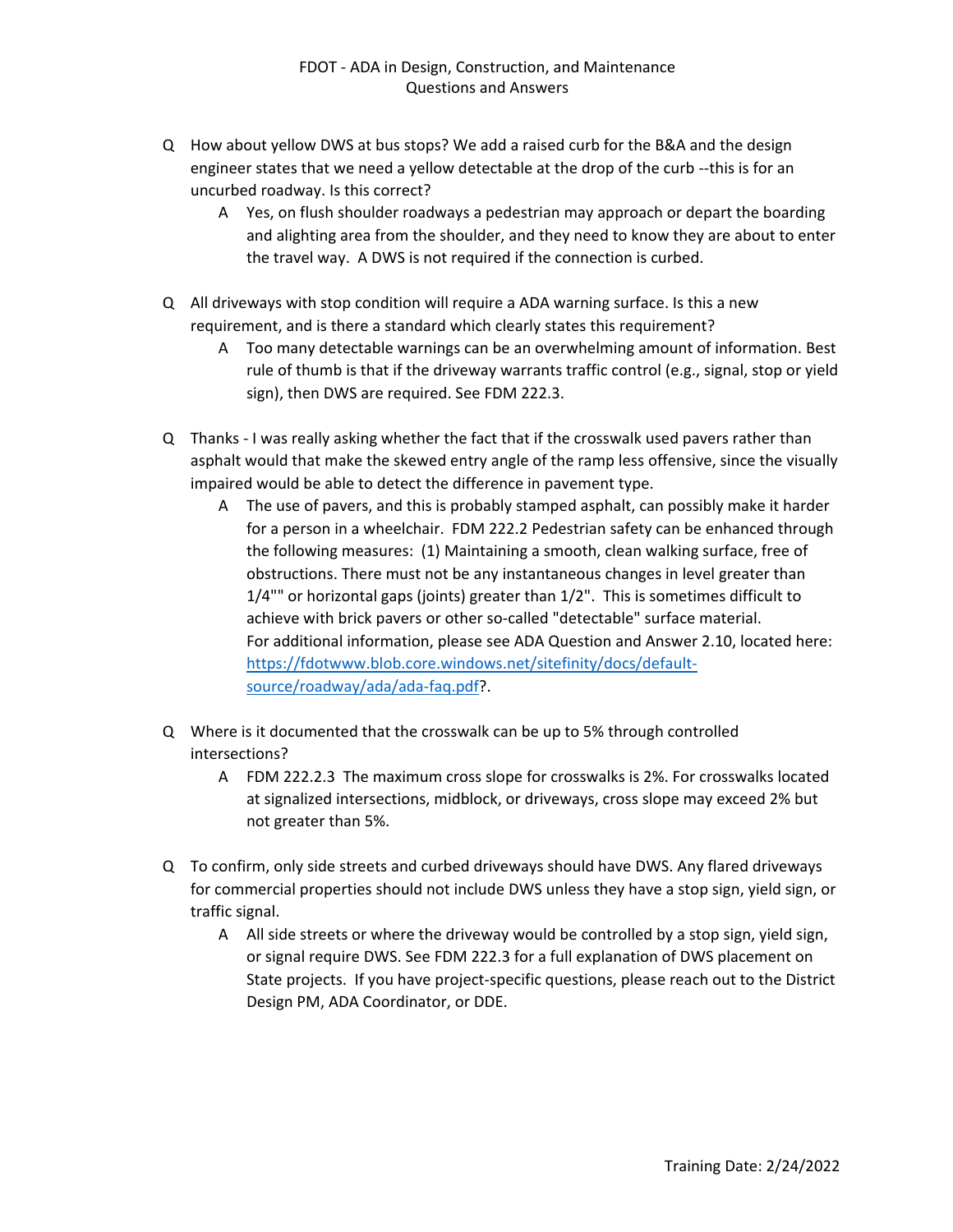FDOT - ADA in Design, Construction, and Maintenance
Questions and Answers

- Q How about yellow DWS at bus stops? We add a raised curb for the B&A and the design engineer states that we need a yellow detectable at the drop of the curb --this is for an uncurbed roadway. Is this correct?
  - A Yes, on flush shoulder roadways a pedestrian may approach or depart the boarding and alighting area from the shoulder, and they need to know they are about to enter the travel way. A DWS is not required if the connection is curbed.

- Q All driveways with stop condition will require a ADA warning surface. Is this a new requirement, and is there a standard which clearly states this requirement?
  - A Too many detectable warnings can be an overwhelming amount of information. Best rule of thumb is that if the driveway warrants traffic control (e.g., signal, stop or yield sign), then DWS are required. See FDM 222.3.

- Q Thanks - I was really asking whether the fact that if the crosswalk used pavers rather than asphalt would that make the skewed entry angle of the ramp less offensive, since the visually impaired would be able to detect the difference in pavement type.
  - A The use of pavers, and this is probably stamped asphalt, can possibly make it harder for a person in a wheelchair. FDM 222.2 Pedestrian safety can be enhanced through the following measures: (1) Maintaining a smooth, clean walking surface, free of obstructions. There must not be any instantaneous changes in level greater than 1/4"" or horizontal gaps (joints) greater than 1/2". This is sometimes difficult to achieve with brick pavers or other so-called "detectable" surface material.
    For additional information, please see ADA Question and Answer 2.10, located here: https://fdotwww.blob.core.windows.net/sitefinity/docs/default-source/roadway/ada/ada-faq.pdf?.

- Q Where is it documented that the crosswalk can be up to 5% through controlled intersections?
  - A FDM 222.2.3 The maximum cross slope for crosswalks is 2%. For crosswalks located at signalized intersections, midblock, or driveways, cross slope may exceed 2% but not greater than 5%.

- Q To confirm, only side streets and curbed driveways should have DWS. Any flared driveways for commercial properties should not include DWS unless they have a stop sign, yield sign, or traffic signal.
  - A All side streets or where the driveway would be controlled by a stop sign, yield sign, or signal require DWS. See FDM 222.3 for a full explanation of DWS placement on State projects. If you have project-specific questions, please reach out to the District Design PM, ADA Coordinator, or DDE.

Training Date: 2/24/2022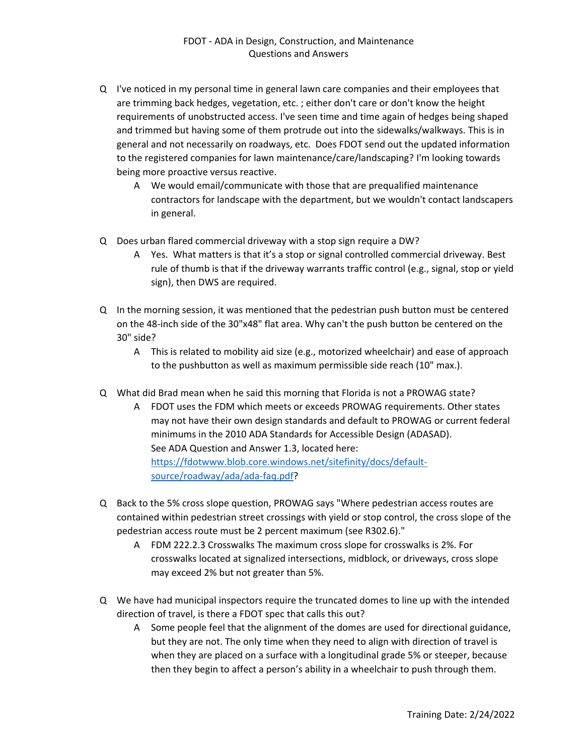FDOT - ADA in Design, Construction, and Maintenance
Questions and Answers

- Q I've noticed in my personal time in general lawn care companies and their employees that are trimming back hedges, vegetation, etc. ; either don't care or don't know the height requirements of unobstructed access. I've seen time and time again of hedges being shaped and trimmed but having some of them protrude out into the sidewalks/walkways. This is in general and not necessarily on roadways, etc. Does FDOT send out the updated information to the registered companies for lawn maintenance/care/landscaping? I'm looking towards being more proactive versus reactive.
  - A We would email/communicate with those that are prequalified maintenance contractors for landscape with the department, but we wouldn't contact landscapers in general.

- Q Does urban flared commercial driveway with a stop sign require a DW?
  - A Yes. What matters is that it's a stop or signal controlled commercial driveway. Best rule of thumb is that if the driveway warrants traffic control (e.g., signal, stop or yield sign), then DWS are required.

- Q In the morning session, it was mentioned that the pedestrian push button must be centered on the 48-inch side of the 30"x48" flat area. Why can't the push button be centered on the 30" side?
  - A This is related to mobility aid size (e.g., motorized wheelchair) and ease of approach to the pushbutton as well as maximum permissible side reach (10" max.).

- Q What did Brad mean when he said this morning that Florida is not a PROWAG state?
  - A FDOT uses the FDM which meets or exceeds PROWAG requirements. Other states may not have their own design standards and default to PROWAG or current federal minimums in the 2010 ADA Standards for Accessible Design (ADASAD). See ADA Question and Answer 1.3, located here: [https://fdotwww.blob.core.windows.net/sitefinity/docs/default-source/roadway/ada/ada-faq.pdf](https://fdotwww.blob.core.windows.net/sitefinity/docs/default-source/roadway/ada/ada-faq.pdf)?

- Q Back to the 5% cross slope question, PROWAG says "Where pedestrian access routes are contained within pedestrian street crossings with yield or stop control, the cross slope of the pedestrian access route must be 2 percent maximum (see R302.6)."
  - A FDM 222.2.3 Crosswalks The maximum cross slope for crosswalks is 2%. For crosswalks located at signalized intersections, midblock, or driveways, cross slope may exceed 2% but not greater than 5%.

- Q We have had municipal inspectors require the truncated domes to line up with the intended direction of travel, is there a FDOT spec that calls this out?
  - A Some people feel that the alignment of the domes are used for directional guidance, but they are not. The only time when they need to align with direction of travel is when they are placed on a surface with a longitudinal grade 5% or steeper, because then they begin to affect a person's ability in a wheelchair to push through them.

Training Date: 2/24/2022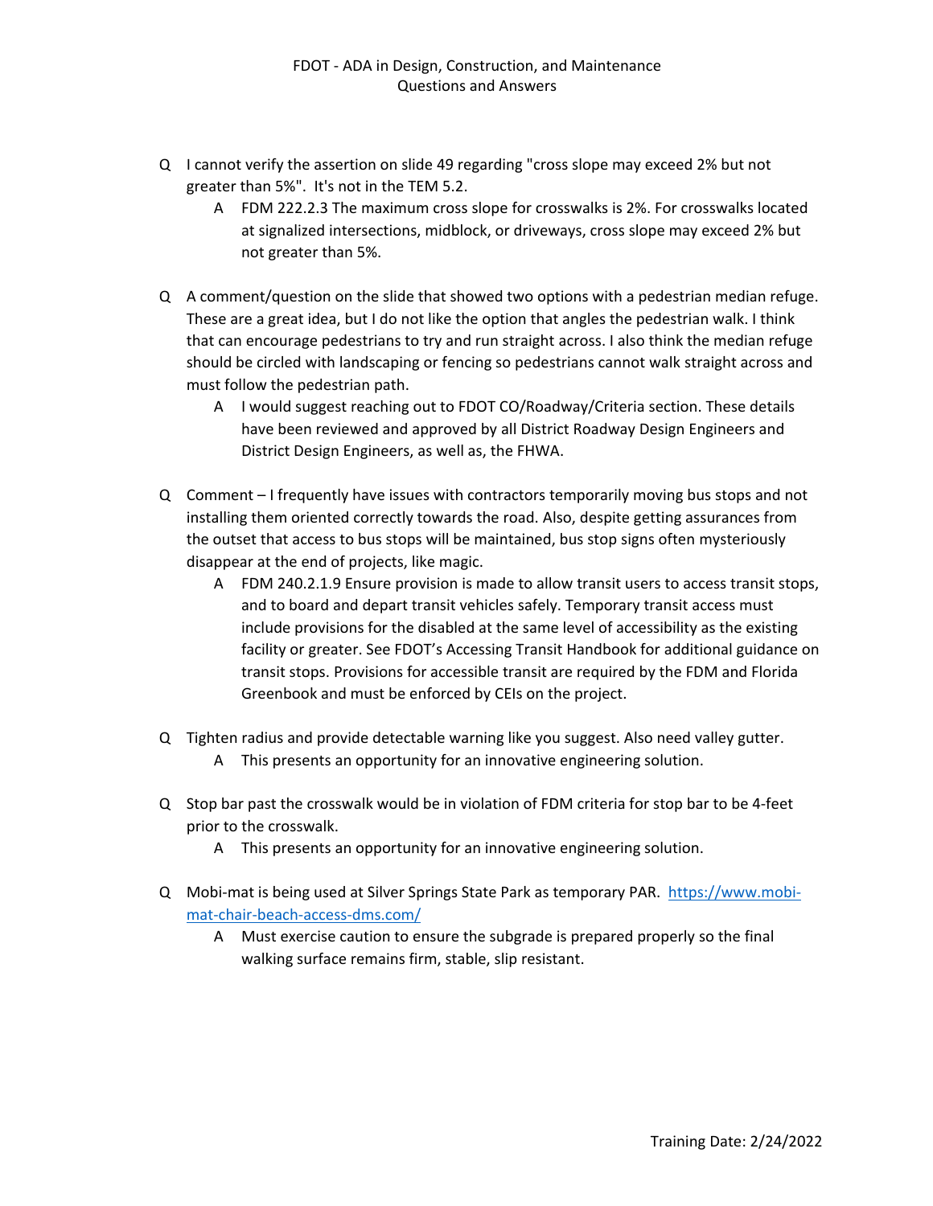Q I cannot verify the assertion on slide 49 regarding "cross slope may exceed 2% but not greater than 5%". It's not in the TEM 5.2.

A FDM 222.2.3 The maximum cross slope for crosswalks is 2%. For crosswalks located at signalized intersections, midblock, or driveways, cross slope may exceed 2% but not greater than 5%.

Q A comment/question on the slide that showed two options with a pedestrian median refuge. These are a great idea, but I do not like the option that angles the pedestrian walk. I think that can encourage pedestrians to try and run straight across. I also think the median refuge should be circled with landscaping or fencing so pedestrians cannot walk straight across and must follow the pedestrian path.

A I would suggest reaching out to FDOT CO/Roadway/Criteria section. These details have been reviewed and approved by all District Roadway Design Engineers and District Design Engineers, as well as, the FHWA.

Q Comment – I frequently have issues with contractors temporarily moving bus stops and not installing them oriented correctly towards the road. Also, despite getting assurances from the outset that access to bus stops will be maintained, bus stop signs often mysteriously disappear at the end of projects, like magic.

A FDM 240.2.1.9 Ensure provision is made to allow transit users to access transit stops, and to board and depart transit vehicles safely. Temporary transit access must include provisions for the disabled at the same level of accessibility as the existing facility or greater. See FDOT's Accessing Transit Handbook for additional guidance on transit stops. Provisions for accessible transit are required by the FDM and Florida Greenbook and must be enforced by CEIs on the project.

Q Tighten radius and provide detectable warning like you suggest. Also need valley gutter.

A This presents an opportunity for an innovative engineering solution.

Q Stop bar past the crosswalk would be in violation of FDM criteria for stop bar to be 4-feet prior to the crosswalk.

A This presents an opportunity for an innovative engineering solution.

Q Mobi-mat is being used at Silver Springs State Park as temporary PAR. [https://www.mobi-mat-chair-beach-access-dms.com/](https://www.mobi-mat-chair-beach-access-dms.com/)

A Must exercise caution to ensure the subgrade is prepared properly so the final walking surface remains firm, stable, slip resistant.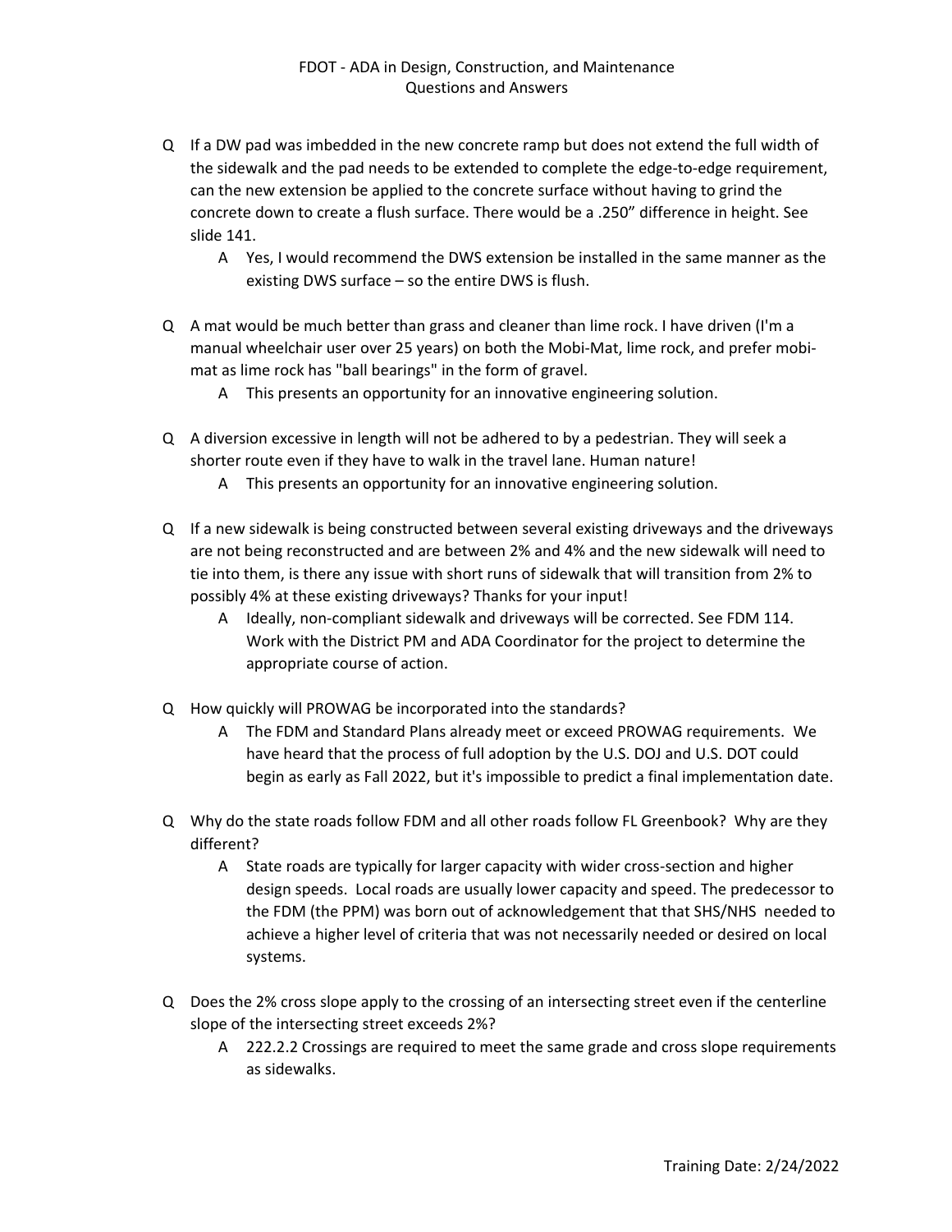FDOT - ADA in Design, Construction, and Maintenance
Questions and Answers

- Q If a DW pad was imbedded in the new concrete ramp but does not extend the full width of the sidewalk and the pad needs to be extended to complete the edge-to-edge requirement, can the new extension be applied to the concrete surface without having to grind the concrete down to create a flush surface. There would be a .250" difference in height. See slide 141.
  - A Yes, I would recommend the DWS extension be installed in the same manner as the existing DWS surface – so the entire DWS is flush.

- Q A mat would be much better than grass and cleaner than lime rock. I have driven (I'm a manual wheelchair user over 25 years) on both the Mobi-Mat, lime rock, and prefer mobi-mat as lime rock has "ball bearings" in the form of gravel.
  - A This presents an opportunity for an innovative engineering solution.

- Q A diversion excessive in length will not be adhered to by a pedestrian. They will seek a shorter route even if they have to walk in the travel lane. Human nature!
  - A This presents an opportunity for an innovative engineering solution.

- Q If a new sidewalk is being constructed between several existing driveways and the driveways are not being reconstructed and are between 2% and 4% and the new sidewalk will need to tie into them, is there any issue with short runs of sidewalk that will transition from 2% to possibly 4% at these existing driveways? Thanks for your input!
  - A Ideally, non-compliant sidewalk and driveways will be corrected. See FDM 114. Work with the District PM and ADA Coordinator for the project to determine the appropriate course of action.

- Q How quickly will PROWAG be incorporated into the standards?
  - A The FDM and Standard Plans already meet or exceed PROWAG requirements. We have heard that the process of full adoption by the U.S. DOJ and U.S. DOT could begin as early as Fall 2022, but it's impossible to predict a final implementation date.

- Q Why do the state roads follow FDM and all other roads follow FL Greenbook? Why are they different?
  - A State roads are typically for larger capacity with wider cross-section and higher design speeds. Local roads are usually lower capacity and speed. The predecessor to the FDM (the PPM) was born out of acknowledgement that that SHS/NHS needed to achieve a higher level of criteria that was not necessarily needed or desired on local systems.

- Q Does the 2% cross slope apply to the crossing of an intersecting street even if the centerline slope of the intersecting street exceeds 2%?
  - A 222.2.2 Crossings are required to meet the same grade and cross slope requirements as sidewalks.

Training Date: 2/24/2022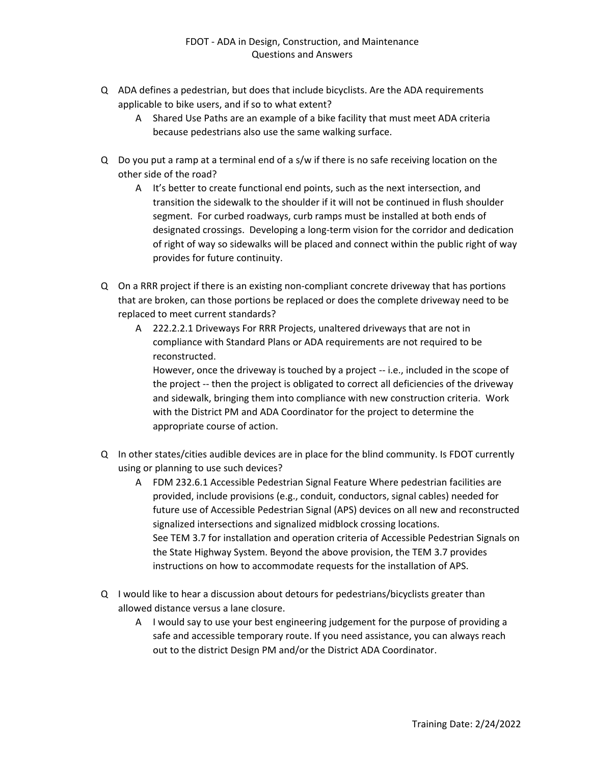- Q ADA defines a pedestrian, but does that include bicyclists. Are the ADA requirements applicable to bike users, and if so to what extent?
  - A Shared Use Paths are an example of a bike facility that must meet ADA criteria because pedestrians also use the same walking surface.

- Q Do you put a ramp at a terminal end of a s/w if there is no safe receiving location on the other side of the road?
  - A It's better to create functional end points, such as the next intersection, and transition the sidewalk to the shoulder if it will not be continued in flush shoulder segment. For curbed roadways, curb ramps must be installed at both ends of designated crossings. Developing a long-term vision for the corridor and dedication of right of way so sidewalks will be placed and connect within the public right of way provides for future continuity.

- Q On a RRR project if there is an existing non-compliant concrete driveway that has portions that are broken, can those portions be replaced or does the complete driveway need to be replaced to meet current standards?
  - A 222.2.2.1 Driveways For RRR Projects, unaltered driveways that are not in compliance with Standard Plans or ADA requirements are not required to be reconstructed.
    However, once the driveway is touched by a project -- i.e., included in the scope of the project -- then the project is obligated to correct all deficiencies of the driveway and sidewalk, bringing them into compliance with new construction criteria. Work with the District PM and ADA Coordinator for the project to determine the appropriate course of action.

- Q In other states/cities audible devices are in place for the blind community. Is FDOT currently using or planning to use such devices?
  - A FDM 232.6.1 Accessible Pedestrian Signal Feature Where pedestrian facilities are provided, include provisions (e.g., conduit, conductors, signal cables) needed for future use of Accessible Pedestrian Signal (APS) devices on all new and reconstructed signalized intersections and signalized midblock crossing locations.
    See TEM 3.7 for installation and operation criteria of Accessible Pedestrian Signals on the State Highway System. Beyond the above provision, the TEM 3.7 provides instructions on how to accommodate requests for the installation of APS.

- Q I would like to hear a discussion about detours for pedestrians/bicyclists greater than allowed distance versus a lane closure.
  - A I would say to use your best engineering judgement for the purpose of providing a safe and accessible temporary route. If you need assistance, you can always reach out to the district Design PM and/or the District ADA Coordinator.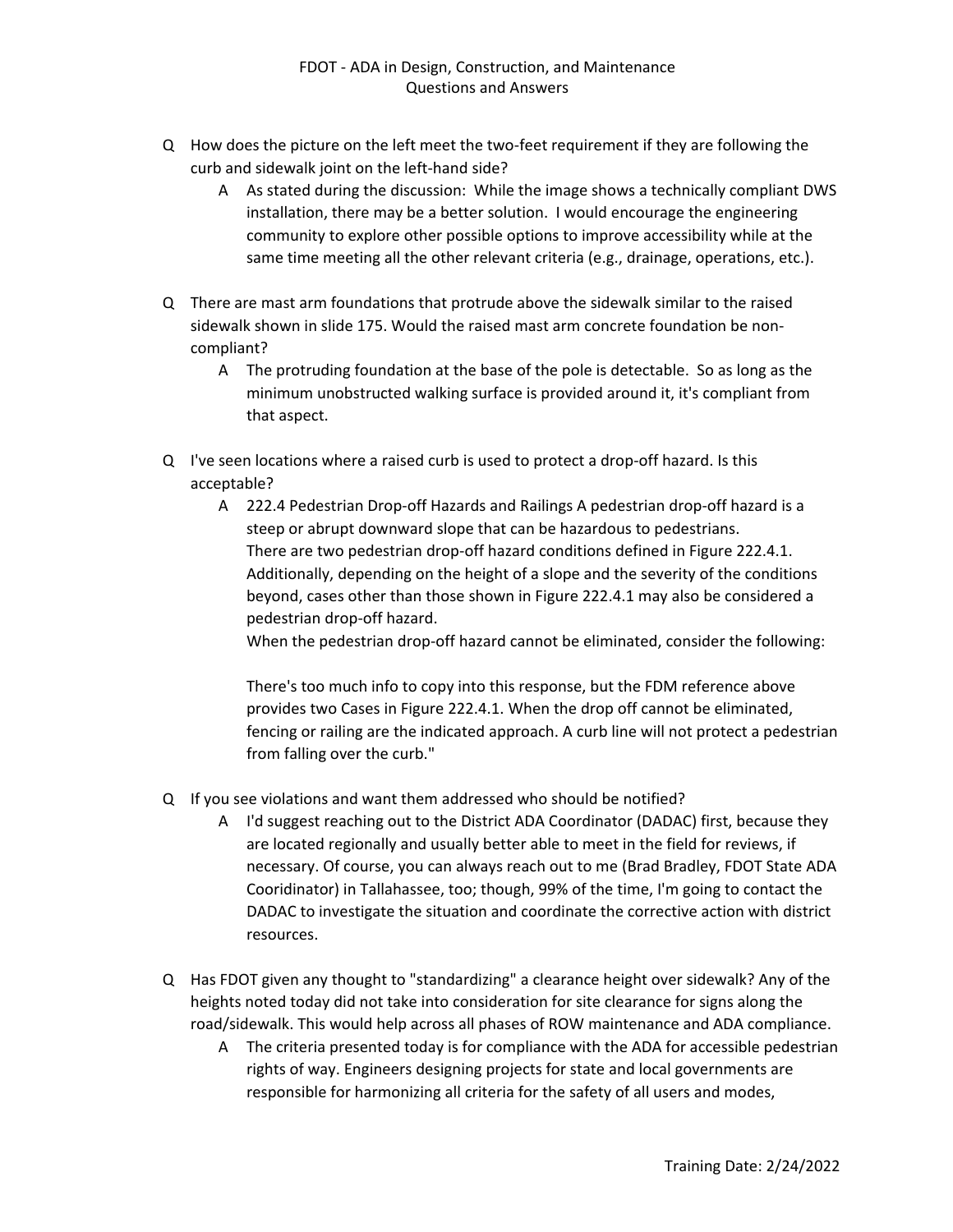- Q How does the picture on the left meet the two-feet requirement if they are following the curb and sidewalk joint on the left-hand side?
  - A As stated during the discussion: While the image shows a technically compliant DWS installation, there may be a better solution. I would encourage the engineering community to explore other possible options to improve accessibility while at the same time meeting all the other relevant criteria (e.g., drainage, operations, etc.).

- Q There are mast arm foundations that protrude above the sidewalk similar to the raised sidewalk shown in slide 175. Would the raised mast arm concrete foundation be non-compliant?
  - A The protruding foundation at the base of the pole is detectable. So as long as the minimum unobstructed walking surface is provided around it, it's compliant from that aspect.

- Q I've seen locations where a raised curb is used to protect a drop-off hazard. Is this acceptable?
  - A 222.4 Pedestrian Drop-off Hazards and Railings A pedestrian drop-off hazard is a steep or abrupt downward slope that can be hazardous to pedestrians.
    There are two pedestrian drop-off hazard conditions defined in Figure 222.4.1. Additionally, depending on the height of a slope and the severity of the conditions beyond, cases other than those shown in Figure 222.4.1 may also be considered a pedestrian drop-off hazard.
    When the pedestrian drop-off hazard cannot be eliminated, consider the following:

    There's too much info to copy into this response, but the FDM reference above provides two Cases in Figure 222.4.1. When the drop off cannot be eliminated, fencing or railing are the indicated approach. A curb line will not protect a pedestrian from falling over the curb."

- Q If you see violations and want them addressed who should be notified?
  - A I'd suggest reaching out to the District ADA Coordinator (DADAC) first, because they are located regionally and usually better able to meet in the field for reviews, if necessary. Of course, you can always reach out to me (Brad Bradley, FDOT State ADA Cooridinator) in Tallahassee, too; though, 99% of the time, I'm going to contact the DADAC to investigate the situation and coordinate the corrective action with district resources.

- Q Has FDOT given any thought to "standardizing" a clearance height over sidewalk? Any of the heights noted today did not take into consideration for site clearance for signs along the road/sidewalk. This would help across all phases of ROW maintenance and ADA compliance.
  - A The criteria presented today is for compliance with the ADA for accessible pedestrian rights of way. Engineers designing projects for state and local governments are responsible for harmonizing all criteria for the safety of all users and modes,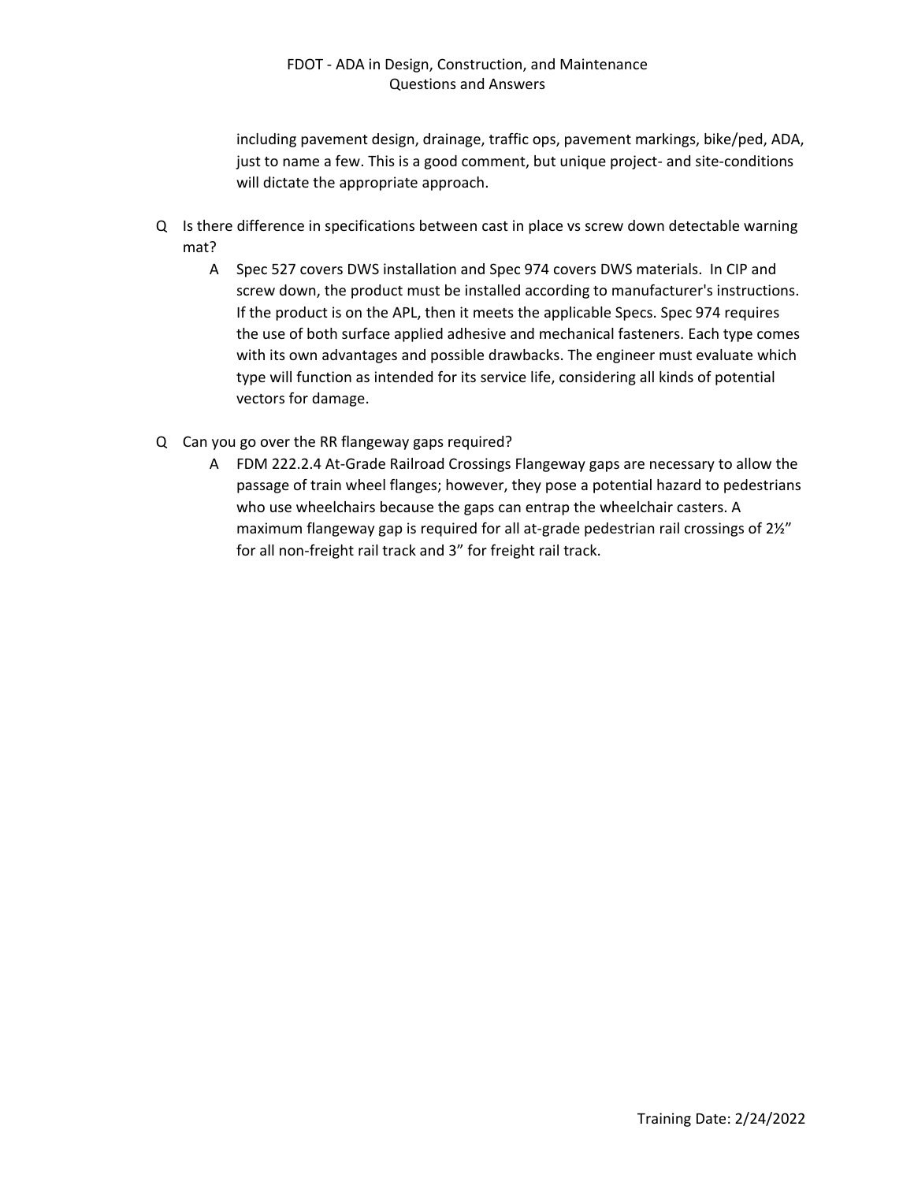including pavement design, drainage, traffic ops, pavement markings, bike/ped, ADA, just to name a few. This is a good comment, but unique project- and site-conditions will dictate the appropriate approach.

Q Is there difference in specifications between cast in place vs screw down detectable warning mat?

A Spec 527 covers DWS installation and Spec 974 covers DWS materials. In CIP and screw down, the product must be installed according to manufacturer's instructions. If the product is on the APL, then it meets the applicable Specs. Spec 974 requires the use of both surface applied adhesive and mechanical fasteners. Each type comes with its own advantages and possible drawbacks. The engineer must evaluate which type will function as intended for its service life, considering all kinds of potential vectors for damage.

Q Can you go over the RR flangeway gaps required?

A FDM 222.2.4 At-Grade Railroad Crossings Flangeway gaps are necessary to allow the passage of train wheel flanges; however, they pose a potential hazard to pedestrians who use wheelchairs because the gaps can entrap the wheelchair casters. A maximum flangeway gap is required for all at-grade pedestrian rail crossings of 2½" for all non-freight rail track and 3" for freight rail track.